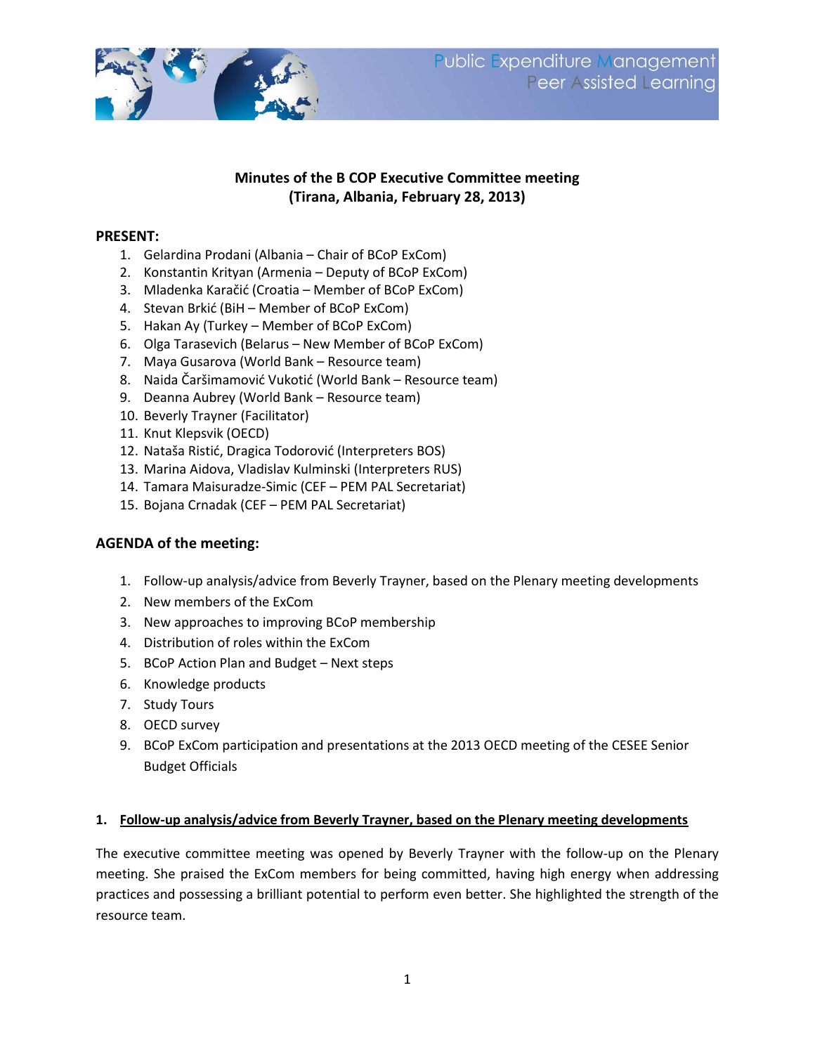# Minutes of the B COP Executive Committee meeting
## (Tirana, Albania, February 28, 2013)

**PRESENT:**

1. Gelardina Prodani (Albania – Chair of BCoP ExCom)
2. Konstantin Krityan (Armenia – Deputy of BCoP ExCom)
3. Mladenka Karačić (Croatia – Member of BCoP ExCom)
4. Stevan Brkić (BiH – Member of BCoP ExCom)
5. Hakan Ay (Turkey – Member of BCoP ExCom)
6. Olga Tarasevich (Belarus – New Member of BCoP ExCom)
7. Maya Gusarova (World Bank – Resource team)
8. Naida Čaršimamović Vukotić (World Bank – Resource team)
9. Deanna Aubrey (World Bank – Resource team)
10. Beverly Trayner (Facilitator)
11. Knut Klepsvik (OECD)
12. Nataša Ristić, Dragica Todorović (Interpreters BOS)
13. Marina Aidova, Vladislav Kulminski (Interpreters RUS)
14. Tamara Maisuradze-Simic (CEF – PEM PAL Secretariat)
15. Bojana Crnadak (CEF – PEM PAL Secretariat)

## AGENDA of the meeting:

1. Follow-up analysis/advice from Beverly Trayner, based on the Plenary meeting developments
2. New members of the ExCom
3. New approaches to improving BCoP membership
4. Distribution of roles within the ExCom
5. BCoP Action Plan and Budget – Next steps
6. Knowledge products
7. Study Tours
8. OECD survey
9. BCoP ExCom participation and presentations at the 2013 OECD meeting of the CESEE Senior Budget Officials

### 1. Follow-up analysis/advice from Beverly Trayner, based on the Plenary meeting developments

The executive committee meeting was opened by Beverly Trayner with the follow-up on the Plenary meeting. She praised the ExCom members for being committed, having high energy when addressing practices and possessing a brilliant potential to perform even better. She highlighted the strength of the resource team.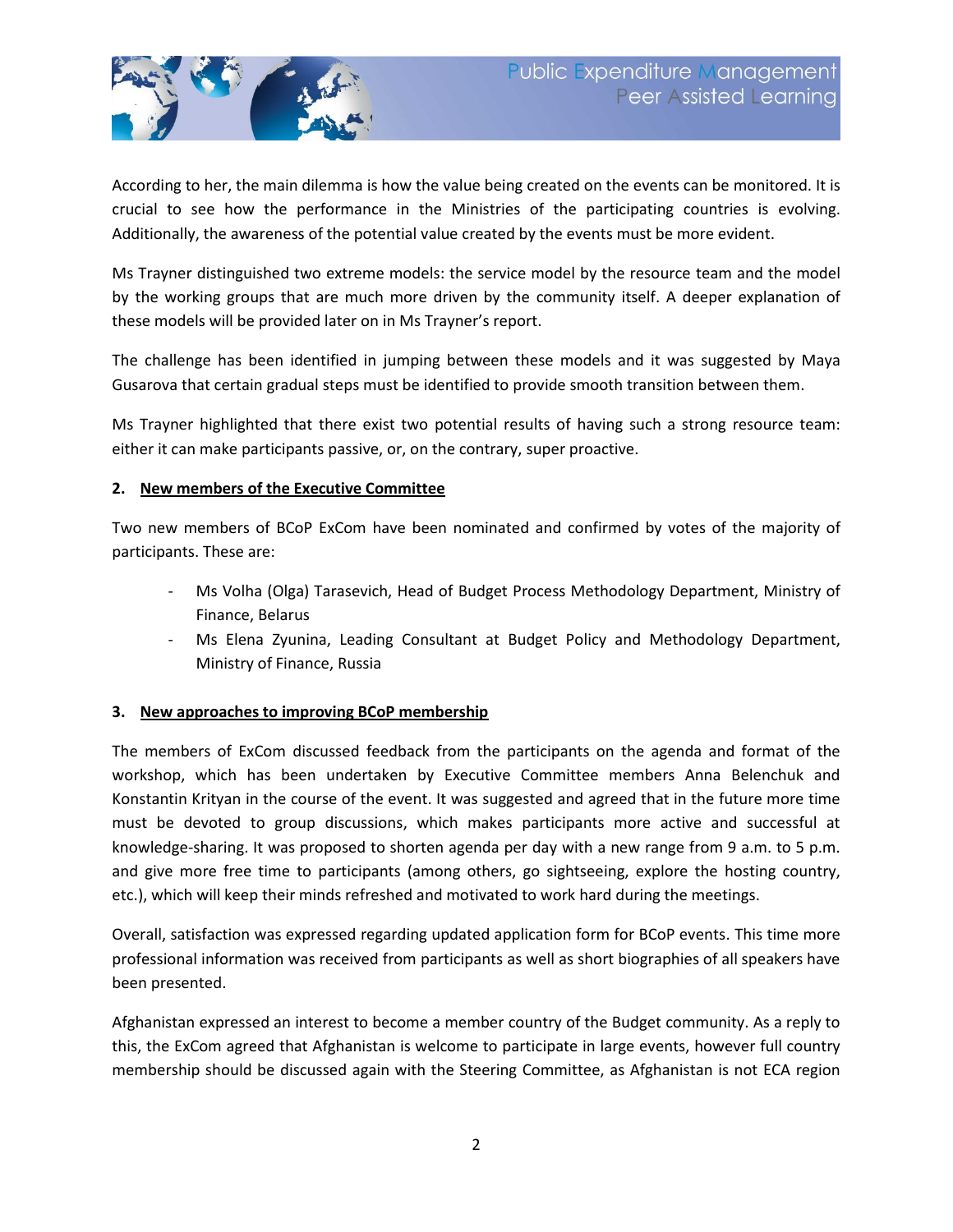According to her, the main dilemma is how the value being created on the events can be monitored. It is crucial to see how the performance in the Ministries of the participating countries is evolving. Additionally, the awareness of the potential value created by the events must be more evident.

Ms Trayner distinguished two extreme models: the service model by the resource team and the model by the working groups that are much more driven by the community itself. A deeper explanation of these models will be provided later on in Ms Trayner's report.

The challenge has been identified in jumping between these models and it was suggested by Maya Gusarova that certain gradual steps must be identified to provide smooth transition between them.

Ms Trayner highlighted that there exist two potential results of having such a strong resource team: either it can make participants passive, or, on the contrary, super proactive.

## 2. New members of the Executive Committee

Two new members of BCoP ExCom have been nominated and confirmed by votes of the majority of participants. These are:

- Ms Volha (Olga) Tarasevich, Head of Budget Process Methodology Department, Ministry of Finance, Belarus
- Ms Elena Zyunina, Leading Consultant at Budget Policy and Methodology Department, Ministry of Finance, Russia

## 3. New approaches to improving BCoP membership

The members of ExCom discussed feedback from the participants on the agenda and format of the workshop, which has been undertaken by Executive Committee members Anna Belenchuk and Konstantin Krityan in the course of the event. It was suggested and agreed that in the future more time must be devoted to group discussions, which makes participants more active and successful at knowledge-sharing. It was proposed to shorten agenda per day with a new range from 9 a.m. to 5 p.m. and give more free time to participants (among others, go sightseeing, explore the hosting country, etc.), which will keep their minds refreshed and motivated to work hard during the meetings.

Overall, satisfaction was expressed regarding updated application form for BCoP events. This time more professional information was received from participants as well as short biographies of all speakers have been presented.

Afghanistan expressed an interest to become a member country of the Budget community. As a reply to this, the ExCom agreed that Afghanistan is welcome to participate in large events, however full country membership should be discussed again with the Steering Committee, as Afghanistan is not ECA region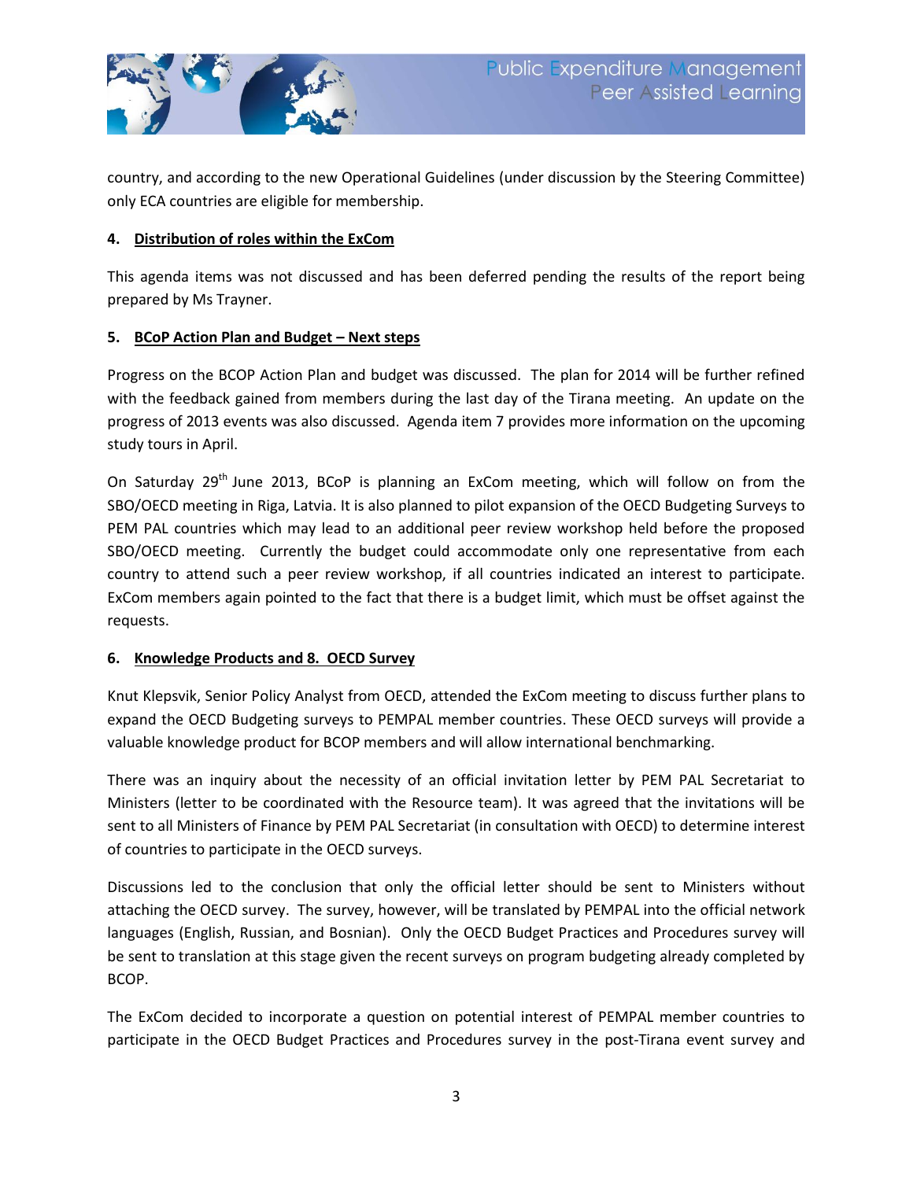country, and according to the new Operational Guidelines (under discussion by the Steering Committee) only ECA countries are eligible for membership.

**4. <u>Distribution of roles within the ExCom</u>**

This agenda items was not discussed and has been deferred pending the results of the report being prepared by Ms Trayner.

**5. <u>BCoP Action Plan and Budget – Next steps</u>**

Progress on the BCOP Action Plan and budget was discussed. The plan for 2014 will be further refined with the feedback gained from members during the last day of the Tirana meeting. An update on the progress of 2013 events was also discussed. Agenda item 7 provides more information on the upcoming study tours in April.

On Saturday 29th June 2013, BCoP is planning an ExCom meeting, which will follow on from the SBO/OECD meeting in Riga, Latvia. It is also planned to pilot expansion of the OECD Budgeting Surveys to PEM PAL countries which may lead to an additional peer review workshop held before the proposed SBO/OECD meeting. Currently the budget could accommodate only one representative from each country to attend such a peer review workshop, if all countries indicated an interest to participate. ExCom members again pointed to the fact that there is a budget limit, which must be offset against the requests.

**6. <u>Knowledge Products and 8. OECD Survey</u>**

Knut Klepsvik, Senior Policy Analyst from OECD, attended the ExCom meeting to discuss further plans to expand the OECD Budgeting surveys to PEMPAL member countries. These OECD surveys will provide a valuable knowledge product for BCOP members and will allow international benchmarking.

There was an inquiry about the necessity of an official invitation letter by PEM PAL Secretariat to Ministers (letter to be coordinated with the Resource team). It was agreed that the invitations will be sent to all Ministers of Finance by PEM PAL Secretariat (in consultation with OECD) to determine interest of countries to participate in the OECD surveys.

Discussions led to the conclusion that only the official letter should be sent to Ministers without attaching the OECD survey. The survey, however, will be translated by PEMPAL into the official network languages (English, Russian, and Bosnian). Only the OECD Budget Practices and Procedures survey will be sent to translation at this stage given the recent surveys on program budgeting already completed by BCOP.

The ExCom decided to incorporate a question on potential interest of PEMPAL member countries to participate in the OECD Budget Practices and Procedures survey in the post-Tirana event survey and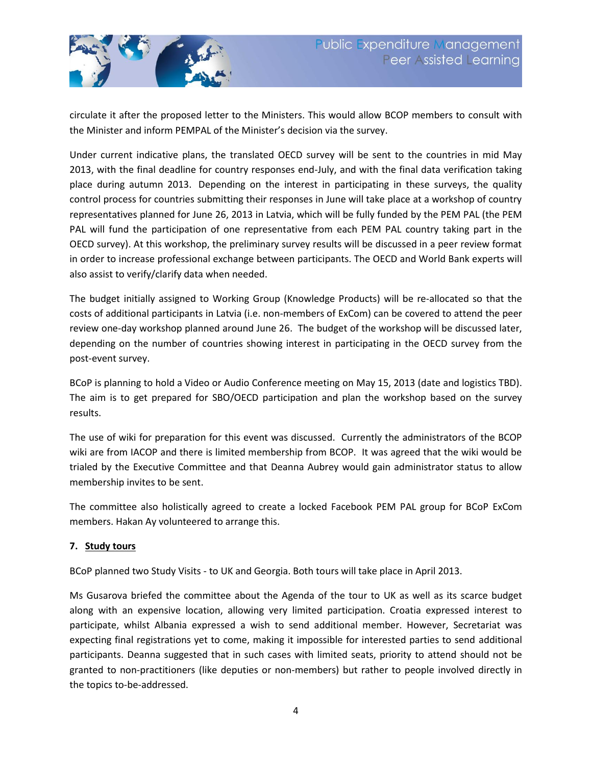circulate it after the proposed letter to the Ministers. This would allow BCOP members to consult with the Minister and inform PEMPAL of the Minister's decision via the survey.

Under current indicative plans, the translated OECD survey will be sent to the countries in mid May 2013, with the final deadline for country responses end-July, and with the final data verification taking place during autumn 2013. Depending on the interest in participating in these surveys, the quality control process for countries submitting their responses in June will take place at a workshop of country representatives planned for June 26, 2013 in Latvia, which will be fully funded by the PEM PAL (the PEM PAL will fund the participation of one representative from each PEM PAL country taking part in the OECD survey). At this workshop, the preliminary survey results will be discussed in a peer review format in order to increase professional exchange between participants. The OECD and World Bank experts will also assist to verify/clarify data when needed.

The budget initially assigned to Working Group (Knowledge Products) will be re-allocated so that the costs of additional participants in Latvia (i.e. non-members of ExCom) can be covered to attend the peer review one-day workshop planned around June 26. The budget of the workshop will be discussed later, depending on the number of countries showing interest in participating in the OECD survey from the post-event survey.

BCoP is planning to hold a Video or Audio Conference meeting on May 15, 2013 (date and logistics TBD). The aim is to get prepared for SBO/OECD participation and plan the workshop based on the survey results.

The use of wiki for preparation for this event was discussed. Currently the administrators of the BCOP wiki are from IACOP and there is limited membership from BCOP. It was agreed that the wiki would be trialed by the Executive Committee and that Deanna Aubrey would gain administrator status to allow membership invites to be sent.

The committee also holistically agreed to create a locked Facebook PEM PAL group for BCoP ExCom members. Hakan Ay volunteered to arrange this.

**7. <u>Study tours</u>**

BCoP planned two Study Visits - to UK and Georgia. Both tours will take place in April 2013.

Ms Gusarova briefed the committee about the Agenda of the tour to UK as well as its scarce budget along with an expensive location, allowing very limited participation. Croatia expressed interest to participate, whilst Albania expressed a wish to send additional member. However, Secretariat was expecting final registrations yet to come, making it impossible for interested parties to send additional participants. Deanna suggested that in such cases with limited seats, priority to attend should not be granted to non-practitioners (like deputies or non-members) but rather to people involved directly in the topics to-be-addressed.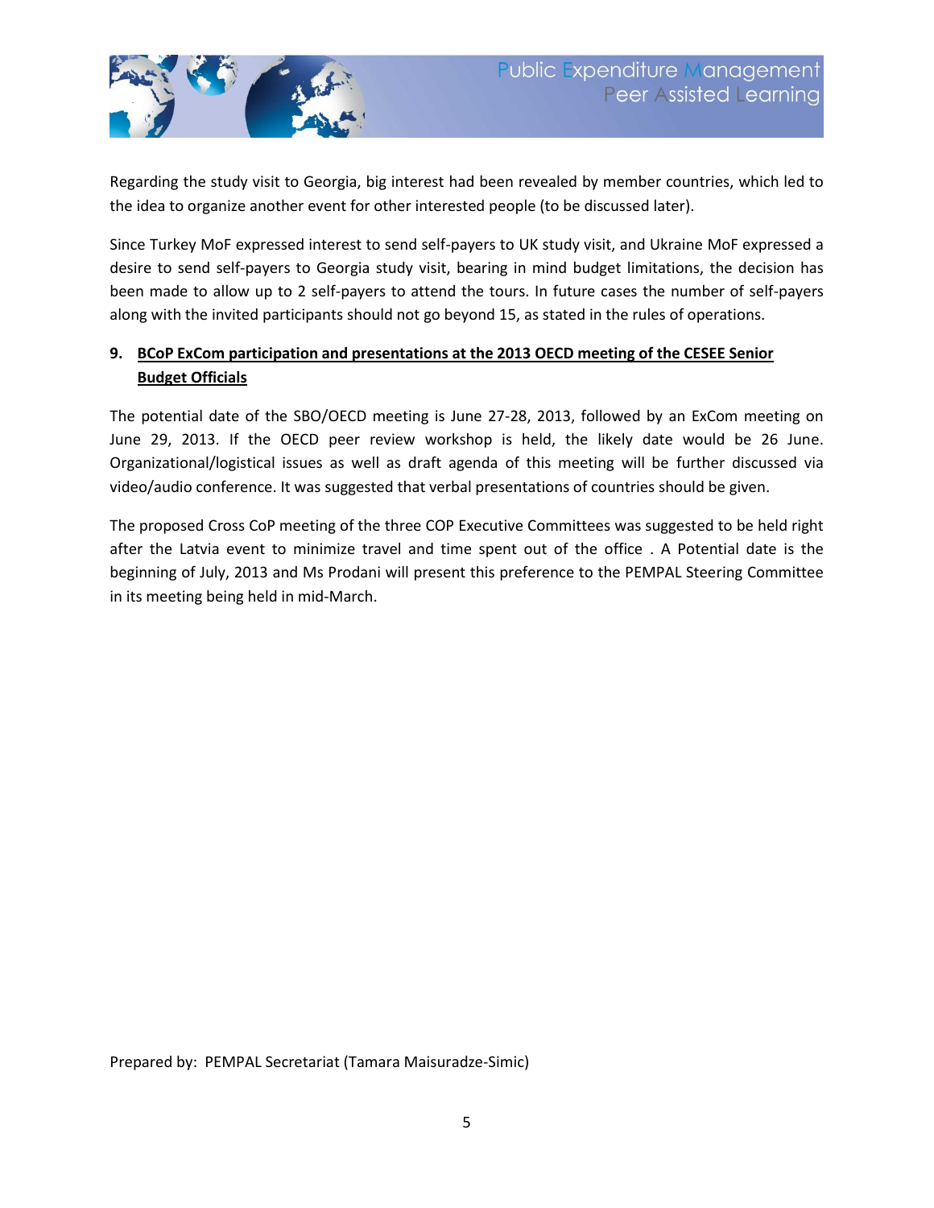Regarding the study visit to Georgia, big interest had been revealed by member countries, which led to the idea to organize another event for other interested people (to be discussed later).

Since Turkey MoF expressed interest to send self-payers to UK study visit, and Ukraine MoF expressed a desire to send self-payers to Georgia study visit, bearing in mind budget limitations, the decision has been made to allow up to 2 self-payers to attend the tours. In future cases the number of self-payers along with the invited participants should not go beyond 15, as stated in the rules of operations.

**9. BCoP ExCom participation and presentations at the 2013 OECD meeting of the CESEE Senior Budget Officials**

The potential date of the SBO/OECD meeting is June 27-28, 2013, followed by an ExCom meeting on June 29, 2013. If the OECD peer review workshop is held, the likely date would be 26 June. Organizational/logistical issues as well as draft agenda of this meeting will be further discussed via video/audio conference. It was suggested that verbal presentations of countries should be given.

The proposed Cross CoP meeting of the three COP Executive Committees was suggested to be held right after the Latvia event to minimize travel and time spent out of the office . A Potential date is the beginning of July, 2013 and Ms Prodani will present this preference to the PEMPAL Steering Committee in its meeting being held in mid-March.

Prepared by: PEMPAL Secretariat (Tamara Maisuradze-Simic)